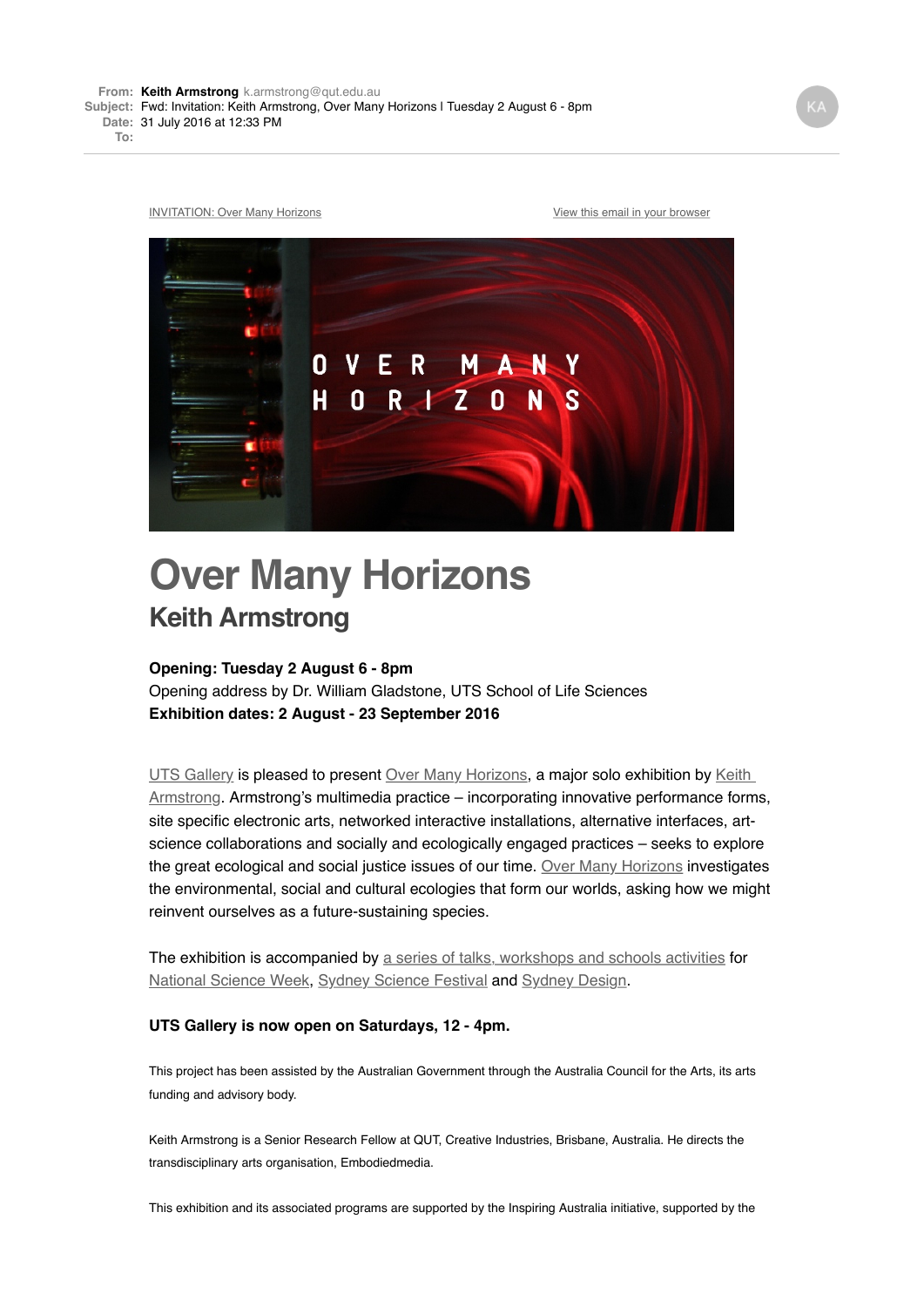**From:** **Keith Armstrong** k.armstrong@qut.edu.au
**Subject:** Fwd: Invitation: Keith Armstrong, Over Many Horizons I Tuesday 2 August 6 - 8pm
**Date:** 31 July 2016 at 12:33 PM
**To:**

KA

INVITATION: Over Many Horizons

View this email in your browser

OVER MANY HORIZONS

# Over Many Horizons

## Keith Armstrong

**Opening: Tuesday 2 August 6 - 8pm**
Opening address by Dr. William Gladstone, UTS School of Life Sciences
**Exhibition dates: 2 August - 23 September 2016**

UTS Gallery is pleased to present Over Many Horizons, a major solo exhibition by Keith Armstrong. Armstrong's multimedia practice – incorporating innovative performance forms, site specific electronic arts, networked interactive installations, alternative interfaces, art-science collaborations and socially and ecologically engaged practices – seeks to explore the great ecological and social justice issues of our time. Over Many Horizons investigates the environmental, social and cultural ecologies that form our worlds, asking how we might reinvent ourselves as a future-sustaining species.

The exhibition is accompanied by a series of talks, workshops and schools activities for National Science Week, Sydney Science Festival and Sydney Design.

**UTS Gallery is now open on Saturdays, 12 - 4pm.**

This project has been assisted by the Australian Government through the Australia Council for the Arts, its arts funding and advisory body.

Keith Armstrong is a Senior Research Fellow at QUT, Creative Industries, Brisbane, Australia. He directs the transdisciplinary arts organisation, Embodiedmedia.

This exhibition and its associated programs are supported by the Inspiring Australia initiative, supported by the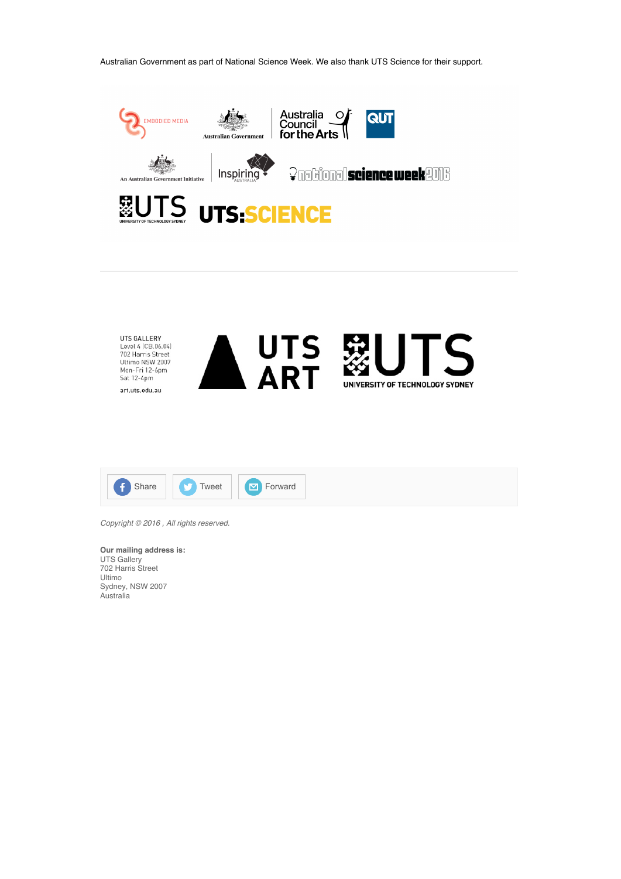Australian Government as part of National Science Week. We also thank UTS Science for their support.

UTS GALLERY
Level 4 (CB.06.04)
702 Harris Street
Ultimo NSW 2007
Mon-Fri 12-6pm
Sat 12-4pm

art.uts.edu.au

Share Tweet Forward

*Copyright © 2016 , All rights reserved.*

**Our mailing address is:**
UTS Gallery
702 Harris Street
Ultimo
Sydney, NSW 2007
Australia